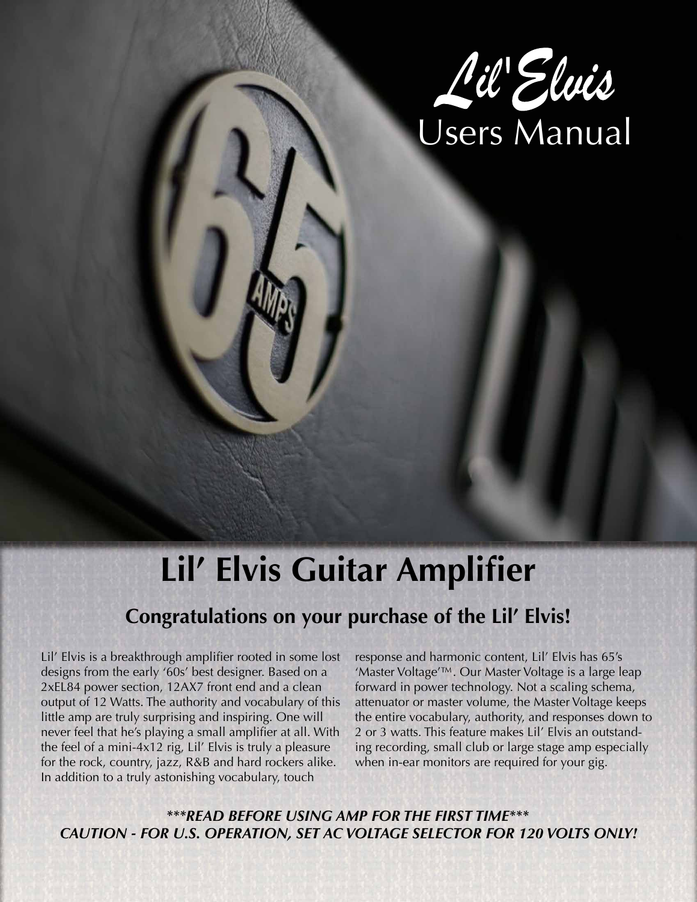# Lil'Elvis Users Manual

## Lil' Elvis Guitar Amplifier

### Congratulations on your purchase of the Lil' Elvis!

Lil' Elvis is a breakthrough amplifier rooted in some lost designs from the early '60s' best designer. Based on a 2xEL84 power section, 12AX7 front end and a clean output of 12 Watts. The authority and vocabulary of this little amp are truly surprising and inspiring. One will never feel that he's playing a small amplifier at all. With the feel of a mini-4x12 rig, Lil' Elvis is truly a pleasure for the rock, country, jazz, R&B and hard rockers alike. In addition to a truly astonishing vocabulary, touch response and harmonic content, Lil' Elvis has 65's 'Master Voltage'™. Our Master Voltage is a large leap forward in power technology. Not a scaling schema, attenuator or master volume, the Master Voltage keeps the entire vocabulary, authority, and responses down to 2 or 3 watts. This feature makes Lil' Elvis an outstanding recording, small club or large stage amp especially when in-ear monitors are required for your gig.

***\*\*\*READ BEFORE USING AMP FOR THE FIRST TIME\*\*\****
***CAUTION - FOR U.S. OPERATION, SET AC VOLTAGE SELECTOR FOR 120 VOLTS ONLY!***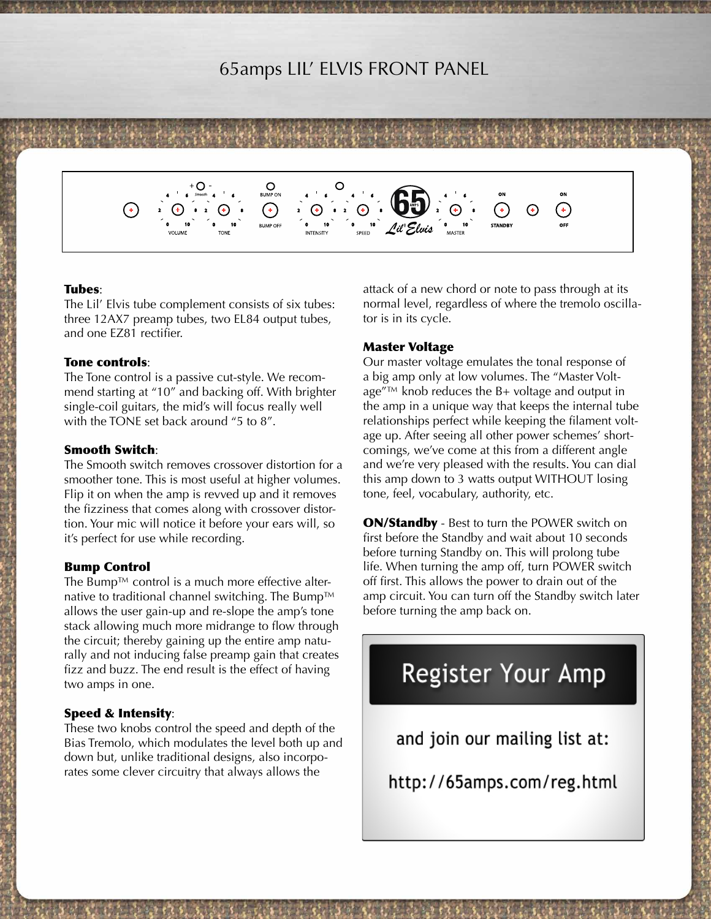# 65amps LIL' ELVIS FRONT PANEL

**Tubes**:
The Lil' Elvis tube complement consists of six tubes: three 12AX7 preamp tubes, two EL84 output tubes, and one EZ81 rectifier.

**Tone controls**:
The Tone control is a passive cut-style. We recommend starting at "10" and backing off. With brighter single-coil guitars, the mid's will focus really well with the TONE set back around "5 to 8".

**Smooth Switch**:
The Smooth switch removes crossover distortion for a smoother tone. This is most useful at higher volumes. Flip it on when the amp is revved up and it removes the fizziness that comes along with crossover distortion. Your mic will notice it before your ears will, so it's perfect for use while recording.

**Bump Control**
The Bump™ control is a much more effective alternative to traditional channel switching. The Bump™ allows the user gain-up and re-slope the amp's tone stack allowing much more midrange to flow through the circuit; thereby gaining up the entire amp naturally and not inducing false preamp gain that creates fizz and buzz. The end result is the effect of having two amps in one.

**Speed & Intensity**:
These two knobs control the speed and depth of the Bias Tremolo, which modulates the level both up and down but, unlike traditional designs, also incorporates some clever circuitry that always allows the attack of a new chord or note to pass through at its normal level, regardless of where the tremolo oscillator is in its cycle.

**Master Voltage**
Our master voltage emulates the tonal response of a big amp only at low volumes. The "Master Voltage"™ knob reduces the B+ voltage and output in the amp in a unique way that keeps the internal tube relationships perfect while keeping the filament voltage up. After seeing all other power schemes' shortcomings, we've come at this from a different angle and we're very pleased with the results. You can dial this amp down to 3 watts output WITHOUT losing tone, feel, vocabulary, authority, etc.

**ON/Standby** - Best to turn the POWER switch on first before the Standby and wait about 10 seconds before turning Standby on. This will prolong tube life. When turning the amp off, turn POWER switch off first. This allows the power to drain out of the amp circuit. You can turn off the Standby switch later before turning the amp back on.

**Register Your Amp**

and join our mailing list at:

http://65amps.com/reg.html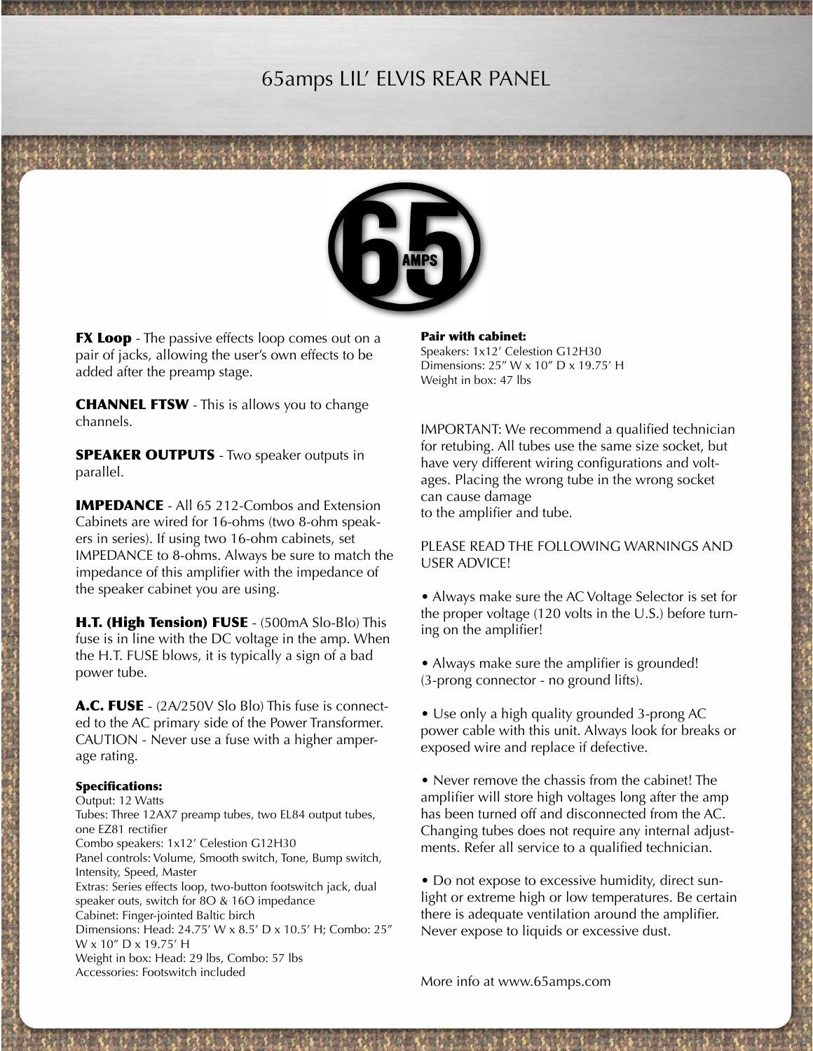# 65amps LIL' ELVIS REAR PANEL

**FX Loop** - The passive effects loop comes out on a pair of jacks, allowing the user's own effects to be added after the preamp stage.

**CHANNEL FTSW** - This is allows you to change channels.

**SPEAKER OUTPUTS** - Two speaker outputs in parallel.

**IMPEDANCE** - All 65 212-Combos and Extension Cabinets are wired for 16-ohms (two 8-ohm speakers in series). If using two 16-ohm cabinets, set IMPEDANCE to 8-ohms. Always be sure to match the impedance of this amplifier with the impedance of the speaker cabinet you are using.

**H.T. (High Tension) FUSE** - (500mA Slo-Blo) This fuse is in line with the DC voltage in the amp. When the H.T. FUSE blows, it is typically a sign of a bad power tube.

**A.C. FUSE** - (2A/250V Slo Blo) This fuse is connected to the AC primary side of the Power Transformer. CAUTION - Never use a fuse with a higher amperage rating.

**Specifications:**
Output: 12 Watts
Tubes: Three 12AX7 preamp tubes, two EL84 output tubes, one EZ81 rectifier
Combo speakers: 1x12' Celestion G12H30
Panel controls: Volume, Smooth switch, Tone, Bump switch, Intensity, Speed, Master
Extras: Series effects loop, two-button footswitch jack, dual speaker outs, switch for 8O & 16O impedance
Cabinet: Finger-jointed Baltic birch
Dimensions: Head: 24.75' W x 8.5' D x 10.5' H; Combo: 25" W x 10" D x 19.75' H
Weight in box: Head: 29 lbs, Combo: 57 lbs
Accessories: Footswitch included

**Pair with cabinet:**
Speakers: 1x12' Celestion G12H30
Dimensions: 25" W x 10" D x 19.75' H
Weight in box: 47 lbs

IMPORTANT: We recommend a qualified technician for retubing. All tubes use the same size socket, but have very different wiring configurations and voltages. Placing the wrong tube in the wrong socket can cause damage
to the amplifier and tube.

PLEASE READ THE FOLLOWING WARNINGS AND USER ADVICE!

- Always make sure the AC Voltage Selector is set for the proper voltage (120 volts in the U.S.) before turning on the amplifier!
- Always make sure the amplifier is grounded! (3-prong connector - no ground lifts).
- Use only a high quality grounded 3-prong AC power cable with this unit. Always look for breaks or exposed wire and replace if defective.
- Never remove the chassis from the cabinet! The amplifier will store high voltages long after the amp has been turned off and disconnected from the AC. Changing tubes does not require any internal adjustments. Refer all service to a qualified technician.
- Do not expose to excessive humidity, direct sunlight or extreme high or low temperatures. Be certain there is adequate ventilation around the amplifier. Never expose to liquids or excessive dust.

More info at www.65amps.com